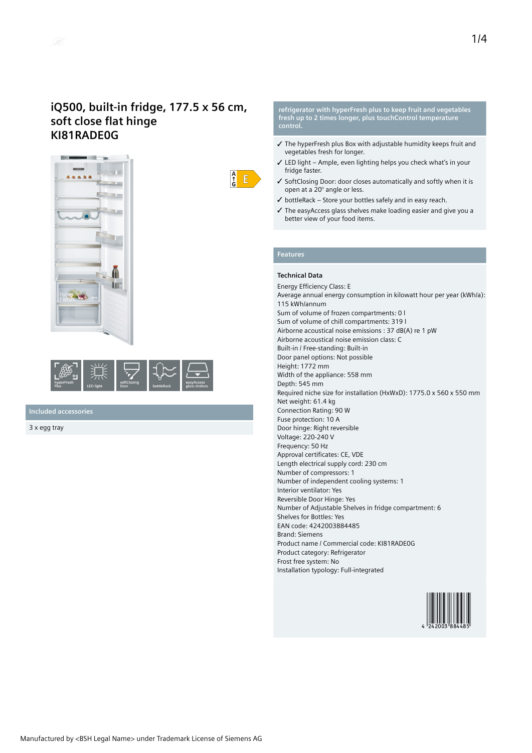# iQ500, built-in fridge, 177.5 x 56 cm, soft close flat hinge
# KI81RADE0G

hyperFresh Plus | LED light | softClosing Door | bottleRack | easyAccess glass shelves

## Included accessories

3 x egg tray

**refrigerator with hyperFresh plus to keep fruit and vegetables fresh up to 2 times longer, plus touchControl temperature control.**

- ✓ The hyperFresh plus Box with adjustable humidity keeps fruit and vegetables fresh for longer.
- ✓ LED light – Ample, even lighting helps you check what's in your fridge faster.
- ✓ SoftClosing Door: door closes automatically and softly when it is open at a 20° angle or less.
- ✓ bottleRack – Store your bottles safely and in easy reach.
- ✓ The easyAccess glass shelves make loading easier and give you a better view of your food items.

## Features

### Technical Data

Energy Efficiency Class: E
Average annual energy consumption in kilowatt hour per year (kWh/a): 115 kWh/annum
Sum of volume of frozen compartments: 0 l
Sum of volume of chill compartments: 319 l
Airborne acoustical noise emissions : 37 dB(A) re 1 pW
Airborne acoustical noise emission class: C
Built-in / Free-standing: Built-in
Door panel options: Not possible
Height: 1772 mm
Width of the appliance: 558 mm
Depth: 545 mm
Required niche size for installation (HxWxD): 1775.0 x 560 x 550 mm
Net weight: 61.4 kg
Connection Rating: 90 W
Fuse protection: 10 A
Door hinge: Right reversible
Voltage: 220-240 V
Frequency: 50 Hz
Approval certificates: CE, VDE
Length electrical supply cord: 230 cm
Number of compressors: 1
Number of independent cooling systems: 1
Interior ventilator: Yes
Reversible Door Hinge: Yes
Number of Adjustable Shelves in fridge compartment: 6
Shelves for Bottles: Yes
EAN code: 4242003884485
Brand: Siemens
Product name / Commercial code: KI81RADE0G
Product category: Refrigerator
Frost free system: No
Installation typology: Full-integrated

4 242003 884485

Manufactured by <BSH Legal Name> under Trademark License of Siemens AG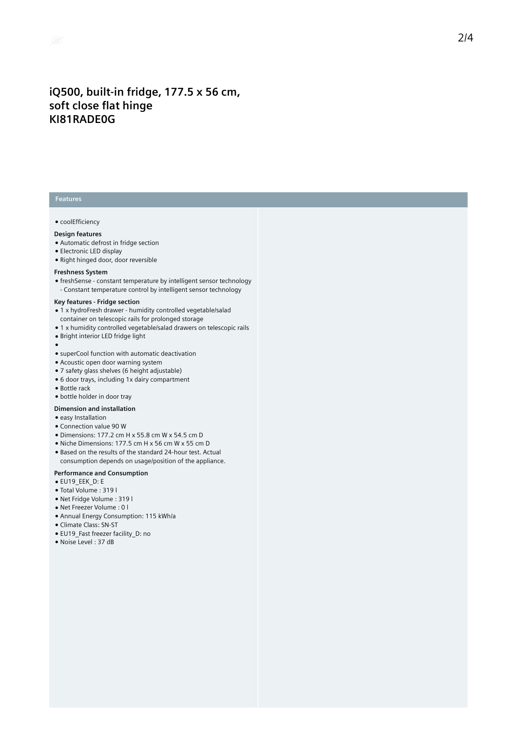# iQ500, built-in fridge, 177.5 x 56 cm, soft close flat hinge KI81RADE0G

## Features

- coolEfficiency

**Design features**

- Automatic defrost in fridge section
- Electronic LED display
- Right hinged door, door reversible

**Freshness System**

- freshSense - constant temperature by intelligent sensor technology - Constant temperature control by intelligent sensor technology

**Key features - Fridge section**

- 1 x hydroFresh drawer - humidity controlled vegetable/salad container on telescopic rails for prolonged storage
- 1 x humidity controlled vegetable/salad drawers on telescopic rails
- Bright interior LED fridge light
- 
- superCool function with automatic deactivation
- Acoustic open door warning system
- 7 safety glass shelves (6 height adjustable)
- 6 door trays, including 1x dairy compartment
- Bottle rack
- bottle holder in door tray

**Dimension and installation**

- easy Installation
- Connection value 90 W
- Dimensions: 177.2 cm H x 55.8 cm W x 54.5 cm D
- Niche Dimensions: 177.5 cm H x 56 cm W x 55 cm D
- Based on the results of the standard 24-hour test. Actual consumption depends on usage/position of the appliance.

**Performance and Consumption**

- EU19_EEK_D: E
- Total Volume : 319 l
- Net Fridge Volume : 319 l
- Net Freezer Volume : 0 l
- Annual Energy Consumption: 115 kWh/a
- Climate Class: SN-ST
- EU19_Fast freezer facility_D: no
- Noise Level : 37 dB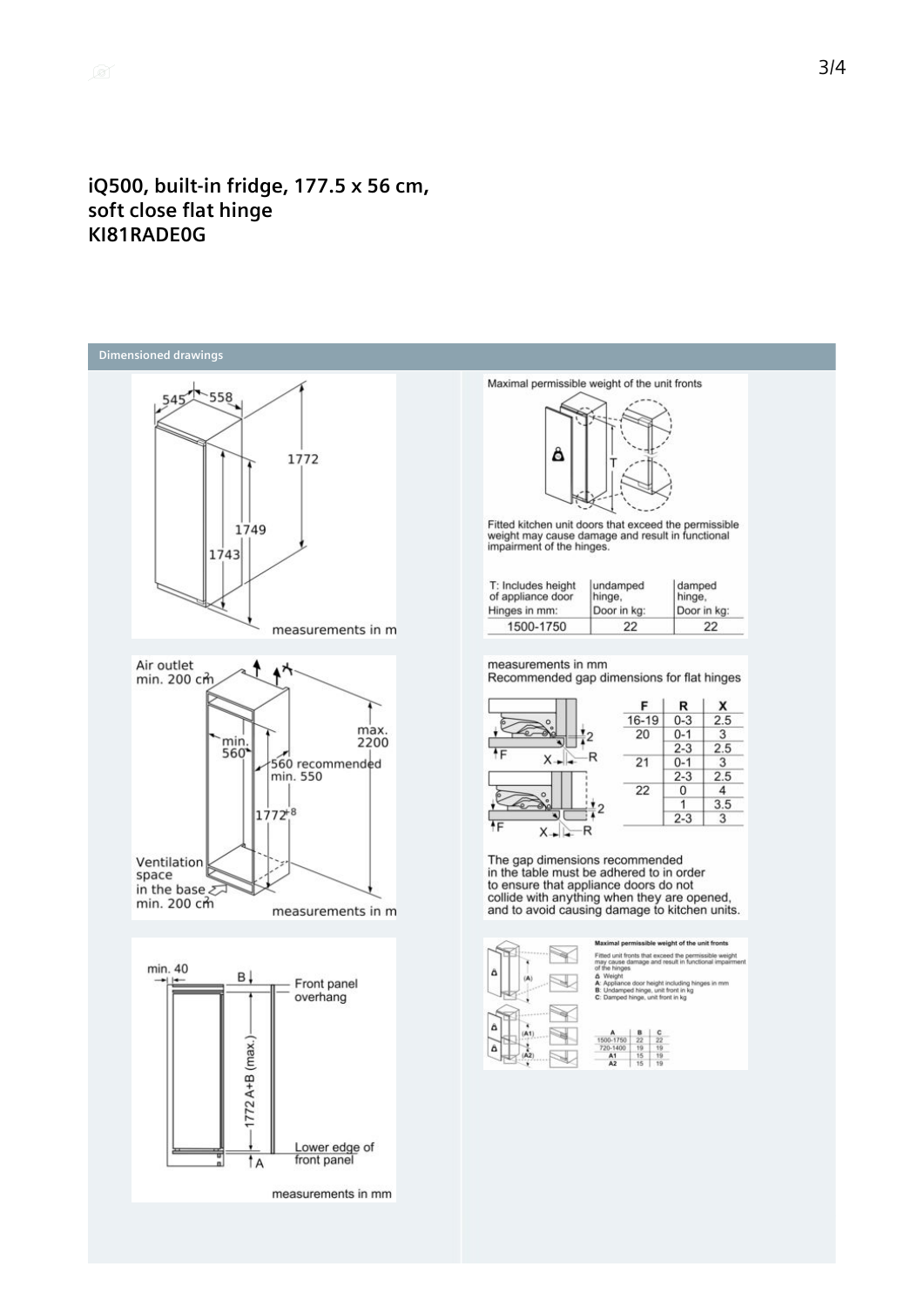## iQ500, built-in fridge, 177.5 x 56 cm, soft close flat hinge
## KI81RADE0G

**Dimensioned drawings**

545 558

1772

1749

1743

measurements in m

Air outlet min. 200 cm²

min. 560

max. 2200

560 recommended min. 550

$1772^{+8}$

Ventilation space in the base min. 200 cm²

measurements in m

min. 40

B

Front panel overhang

1772 A+B (max.)

Lower edge of front panel

A

measurements in mm

Maximal permissible weight of the unit fronts

T

Fitted kitchen unit doors that exceed the permissible weight may cause damage and result in functional impairment of the hinges.

| T: Includes height of appliance door Hinges in mm: | undamped hinge, Door in kg: | damped hinge, Door in kg: |
|---|---|---|
| 1500-1750 | 22 | 22 |

measurements in mm
Recommended gap dimensions for flat hinges

| F | R | X |
|---|---|---|
| 16-19 | 0-3 | 2.5 |
| 20 | 0-1 | 3 |
| | 2-3 | 2.5 |
| 21 | 0-1 | 3 |
| | 2-3 | 2.5 |
| 22 | 0 | 4 |
| | 1 | 3.5 |
| | 2-3 | 3 |

The gap dimensions recommended in the table must be adhered to in order to ensure that appliance doors do not collide with anything when they are opened, and to avoid causing damage to kitchen units.

**Maximal permissible weight of the unit fronts**

Fitted unit fronts that exceed the permissible weight may cause damage and result in functional impairment of the hinges
Weight
A: Appliance door height including hinges in mm
B: Undamped hinge, unit front in kg
C: Damped hinge, unit front in kg

| A | B | C |
|---|---|---|
| 1500-1750 | 22 | 22 |
| 720-1400 | 19 | 19 |
| A1 | 15 | 19 |
| A2 | 15 | 19 |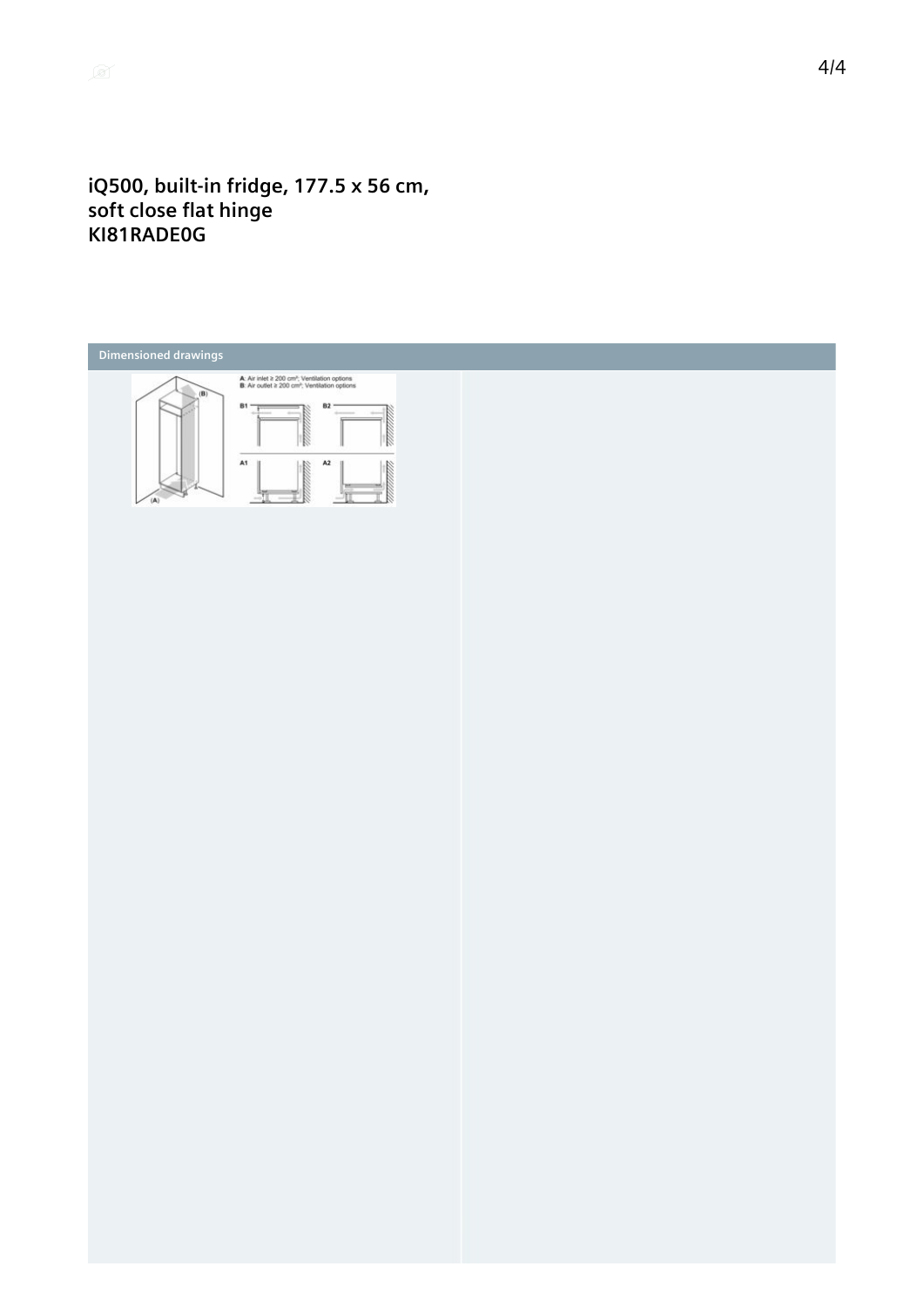# iQ500, built-in fridge, 177.5 x 56 cm, soft close flat hinge
# KI81RADE0G

## Dimensioned drawings

A: Air inlet ≥ 200 cm²; Ventilation options
B: Air outlet ≥ 200 cm²; Ventilation options

B1 B2

A1 A2

(A) (B)